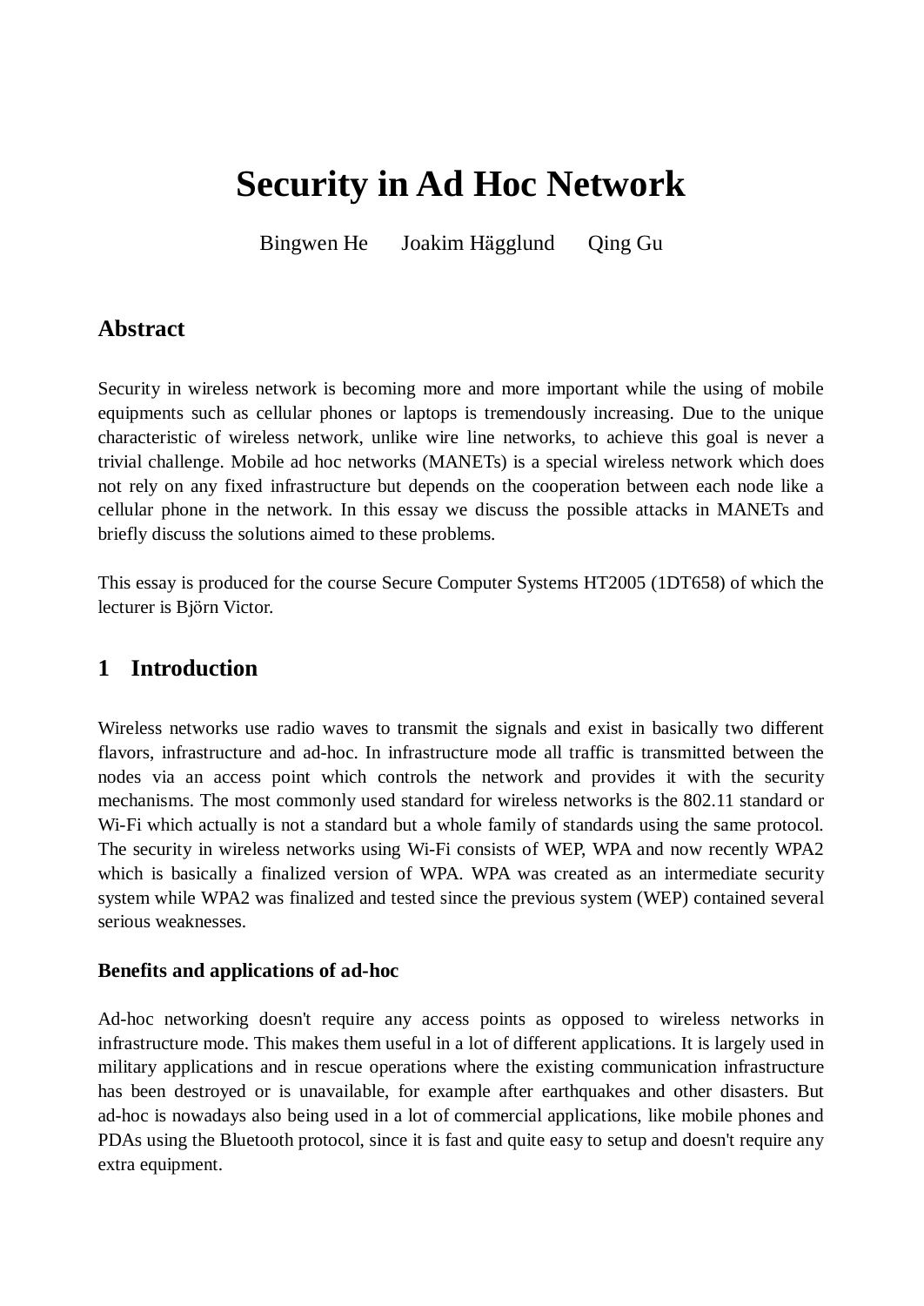# Security in Ad Hoc Network

Bingwen He    Joakim Hägglund    Qing Gu

## Abstract

Security in wireless network is becoming more and more important while the using of mobile equipments such as cellular phones or laptops is tremendously increasing. Due to the unique characteristic of wireless network, unlike wire line networks, to achieve this goal is never a trivial challenge. Mobile ad hoc networks (MANETs) is a special wireless network which does not rely on any fixed infrastructure but depends on the cooperation between each node like a cellular phone in the network. In this essay we discuss the possible attacks in MANETs and briefly discuss the solutions aimed to these problems.

This essay is produced for the course Secure Computer Systems HT2005 (1DT658) of which the lecturer is Björn Victor.

## 1 Introduction

Wireless networks use radio waves to transmit the signals and exist in basically two different flavors, infrastructure and ad-hoc. In infrastructure mode all traffic is transmitted between the nodes via an access point which controls the network and provides it with the security mechanisms. The most commonly used standard for wireless networks is the 802.11 standard or Wi-Fi which actually is not a standard but a whole family of standards using the same protocol. The security in wireless networks using Wi-Fi consists of WEP, WPA and now recently WPA2 which is basically a finalized version of WPA. WPA was created as an intermediate security system while WPA2 was finalized and tested since the previous system (WEP) contained several serious weaknesses.

### Benefits and applications of ad-hoc

Ad-hoc networking doesn't require any access points as opposed to wireless networks in infrastructure mode. This makes them useful in a lot of different applications. It is largely used in military applications and in rescue operations where the existing communication infrastructure has been destroyed or is unavailable, for example after earthquakes and other disasters. But ad-hoc is nowadays also being used in a lot of commercial applications, like mobile phones and PDAs using the Bluetooth protocol, since it is fast and quite easy to setup and doesn't require any extra equipment.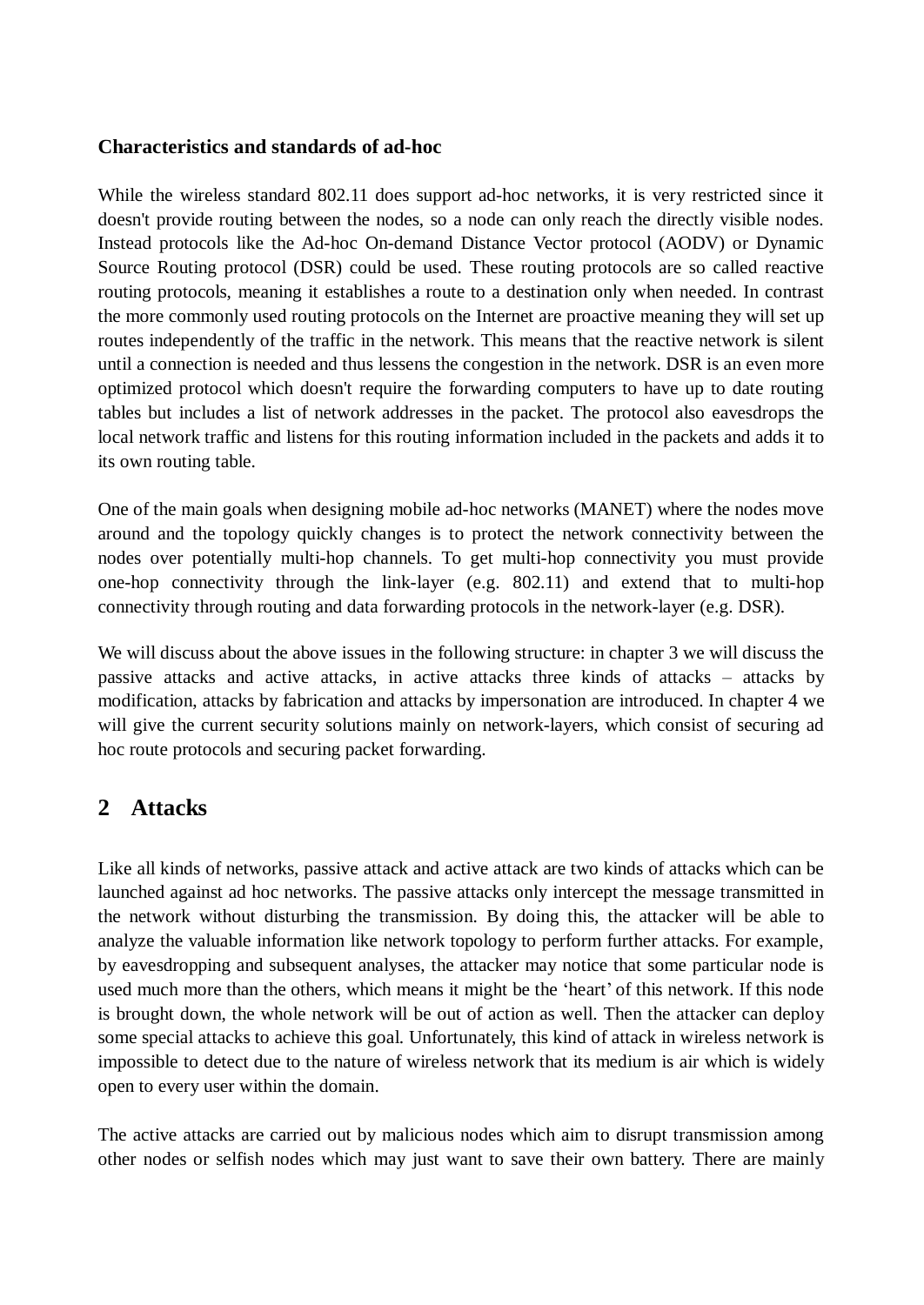**Characteristics and standards of ad-hoc**

While the wireless standard 802.11 does support ad-hoc networks, it is very restricted since it doesn't provide routing between the nodes, so a node can only reach the directly visible nodes. Instead protocols like the Ad-hoc On-demand Distance Vector protocol (AODV) or Dynamic Source Routing protocol (DSR) could be used. These routing protocols are so called reactive routing protocols, meaning it establishes a route to a destination only when needed. In contrast the more commonly used routing protocols on the Internet are proactive meaning they will set up routes independently of the traffic in the network. This means that the reactive network is silent until a connection is needed and thus lessens the congestion in the network. DSR is an even more optimized protocol which doesn't require the forwarding computers to have up to date routing tables but includes a list of network addresses in the packet. The protocol also eavesdrops the local network traffic and listens for this routing information included in the packets and adds it to its own routing table.

One of the main goals when designing mobile ad-hoc networks (MANET) where the nodes move around and the topology quickly changes is to protect the network connectivity between the nodes over potentially multi-hop channels. To get multi-hop connectivity you must provide one-hop connectivity through the link-layer (e.g. 802.11) and extend that to multi-hop connectivity through routing and data forwarding protocols in the network-layer (e.g. DSR).

We will discuss about the above issues in the following structure: in chapter 3 we will discuss the passive attacks and active attacks, in active attacks three kinds of attacks – attacks by modification, attacks by fabrication and attacks by impersonation are introduced. In chapter 4 we will give the current security solutions mainly on network-layers, which consist of securing ad hoc route protocols and securing packet forwarding.

## 2 Attacks

Like all kinds of networks, passive attack and active attack are two kinds of attacks which can be launched against ad hoc networks. The passive attacks only intercept the message transmitted in the network without disturbing the transmission. By doing this, the attacker will be able to analyze the valuable information like network topology to perform further attacks. For example, by eavesdropping and subsequent analyses, the attacker may notice that some particular node is used much more than the others, which means it might be the 'heart' of this network. If this node is brought down, the whole network will be out of action as well. Then the attacker can deploy some special attacks to achieve this goal. Unfortunately, this kind of attack in wireless network is impossible to detect due to the nature of wireless network that its medium is air which is widely open to every user within the domain.

The active attacks are carried out by malicious nodes which aim to disrupt transmission among other nodes or selfish nodes which may just want to save their own battery. There are mainly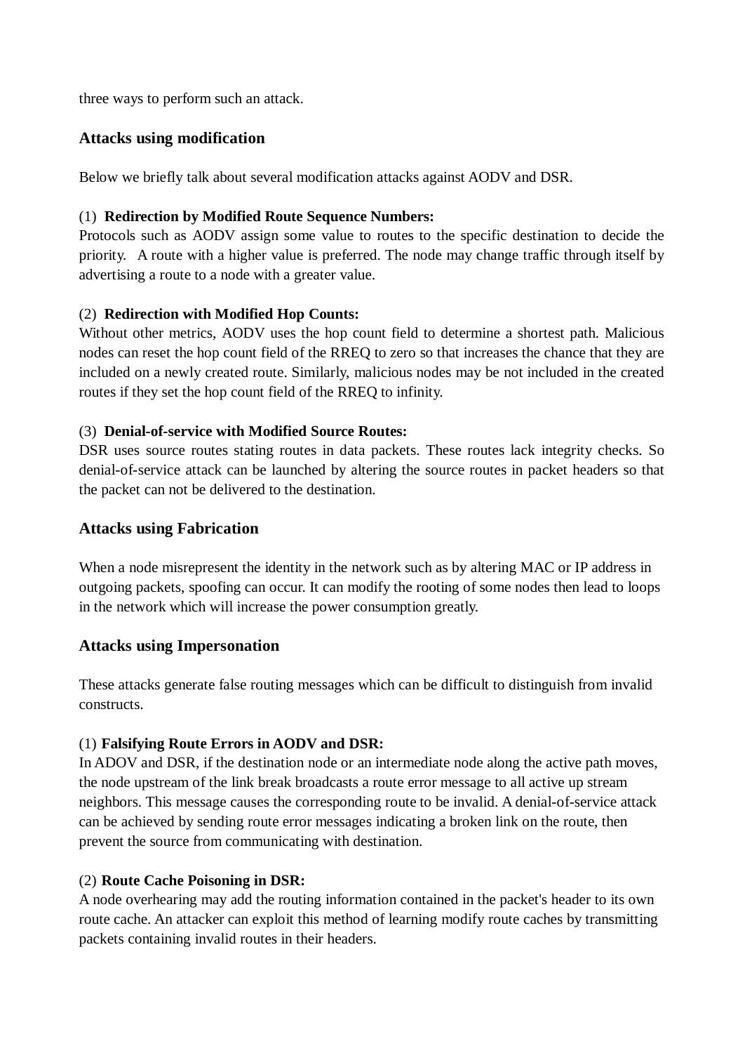three ways to perform such an attack.

### Attacks using modification

Below we briefly talk about several modification attacks against AODV and DSR.

(1) **Redirection by Modified Route Sequence Numbers:**
Protocols such as AODV assign some value to routes to the specific destination to decide the priority. A route with a higher value is preferred. The node may change traffic through itself by advertising a route to a node with a greater value.

(2) **Redirection with Modified Hop Counts:**
Without other metrics, AODV uses the hop count field to determine a shortest path. Malicious nodes can reset the hop count field of the RREQ to zero so that increases the chance that they are included on a newly created route. Similarly, malicious nodes may be not included in the created routes if they set the hop count field of the RREQ to infinity.

(3) **Denial-of-service with Modified Source Routes:**
DSR uses source routes stating routes in data packets. These routes lack integrity checks. So denial-of-service attack can be launched by altering the source routes in packet headers so that the packet can not be delivered to the destination.

### Attacks using Fabrication

When a node misrepresent the identity in the network such as by altering MAC or IP address in outgoing packets, spoofing can occur. It can modify the rooting of some nodes then lead to loops in the network which will increase the power consumption greatly.

### Attacks using Impersonation

These attacks generate false routing messages which can be difficult to distinguish from invalid constructs.

(1) **Falsifying Route Errors in AODV and DSR:**
In ADOV and DSR, if the destination node or an intermediate node along the active path moves, the node upstream of the link break broadcasts a route error message to all active up stream neighbors. This message causes the corresponding route to be invalid. A denial-of-service attack can be achieved by sending route error messages indicating a broken link on the route, then prevent the source from communicating with destination.

(2) **Route Cache Poisoning in DSR:**
A node overhearing may add the routing information contained in the packet's header to its own route cache. An attacker can exploit this method of learning modify route caches by transmitting packets containing invalid routes in their headers.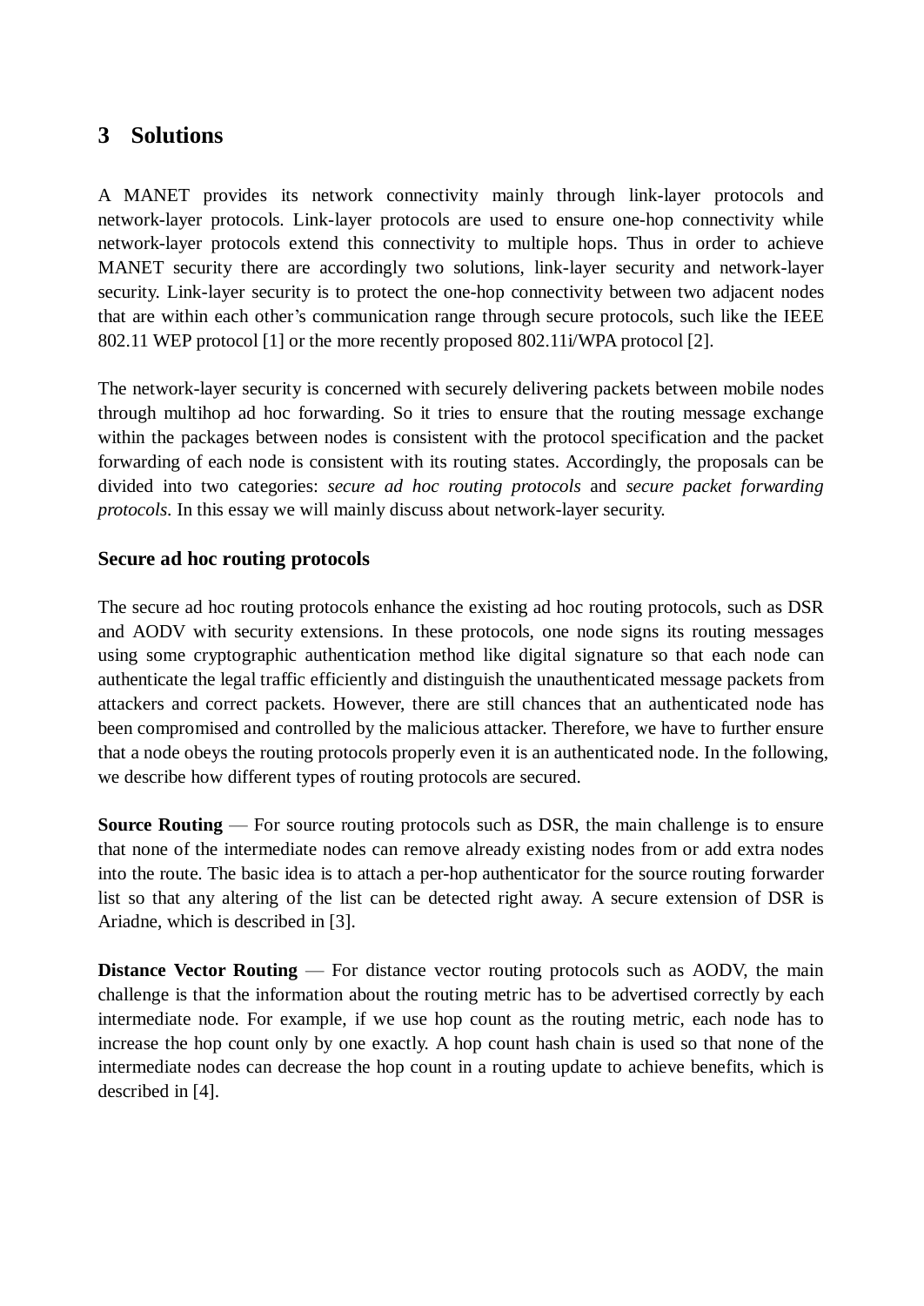## 3 Solutions

A MANET provides its network connectivity mainly through link-layer protocols and network-layer protocols. Link-layer protocols are used to ensure one-hop connectivity while network-layer protocols extend this connectivity to multiple hops. Thus in order to achieve MANET security there are accordingly two solutions, link-layer security and network-layer security. Link-layer security is to protect the one-hop connectivity between two adjacent nodes that are within each other's communication range through secure protocols, such like the IEEE 802.11 WEP protocol [1] or the more recently proposed 802.11i/WPA protocol [2].

The network-layer security is concerned with securely delivering packets between mobile nodes through multihop ad hoc forwarding. So it tries to ensure that the routing message exchange within the packages between nodes is consistent with the protocol specification and the packet forwarding of each node is consistent with its routing states. Accordingly, the proposals can be divided into two categories: *secure ad hoc routing protocols* and *secure packet forwarding protocols*. In this essay we will mainly discuss about network-layer security.

### Secure ad hoc routing protocols

The secure ad hoc routing protocols enhance the existing ad hoc routing protocols, such as DSR and AODV with security extensions. In these protocols, one node signs its routing messages using some cryptographic authentication method like digital signature so that each node can authenticate the legal traffic efficiently and distinguish the unauthenticated message packets from attackers and correct packets. However, there are still chances that an authenticated node has been compromised and controlled by the malicious attacker. Therefore, we have to further ensure that a node obeys the routing protocols properly even it is an authenticated node. In the following, we describe how different types of routing protocols are secured.

**Source Routing** — For source routing protocols such as DSR, the main challenge is to ensure that none of the intermediate nodes can remove already existing nodes from or add extra nodes into the route. The basic idea is to attach a per-hop authenticator for the source routing forwarder list so that any altering of the list can be detected right away. A secure extension of DSR is Ariadne, which is described in [3].

**Distance Vector Routing** — For distance vector routing protocols such as AODV, the main challenge is that the information about the routing metric has to be advertised correctly by each intermediate node. For example, if we use hop count as the routing metric, each node has to increase the hop count only by one exactly. A hop count hash chain is used so that none of the intermediate nodes can decrease the hop count in a routing update to achieve benefits, which is described in [4].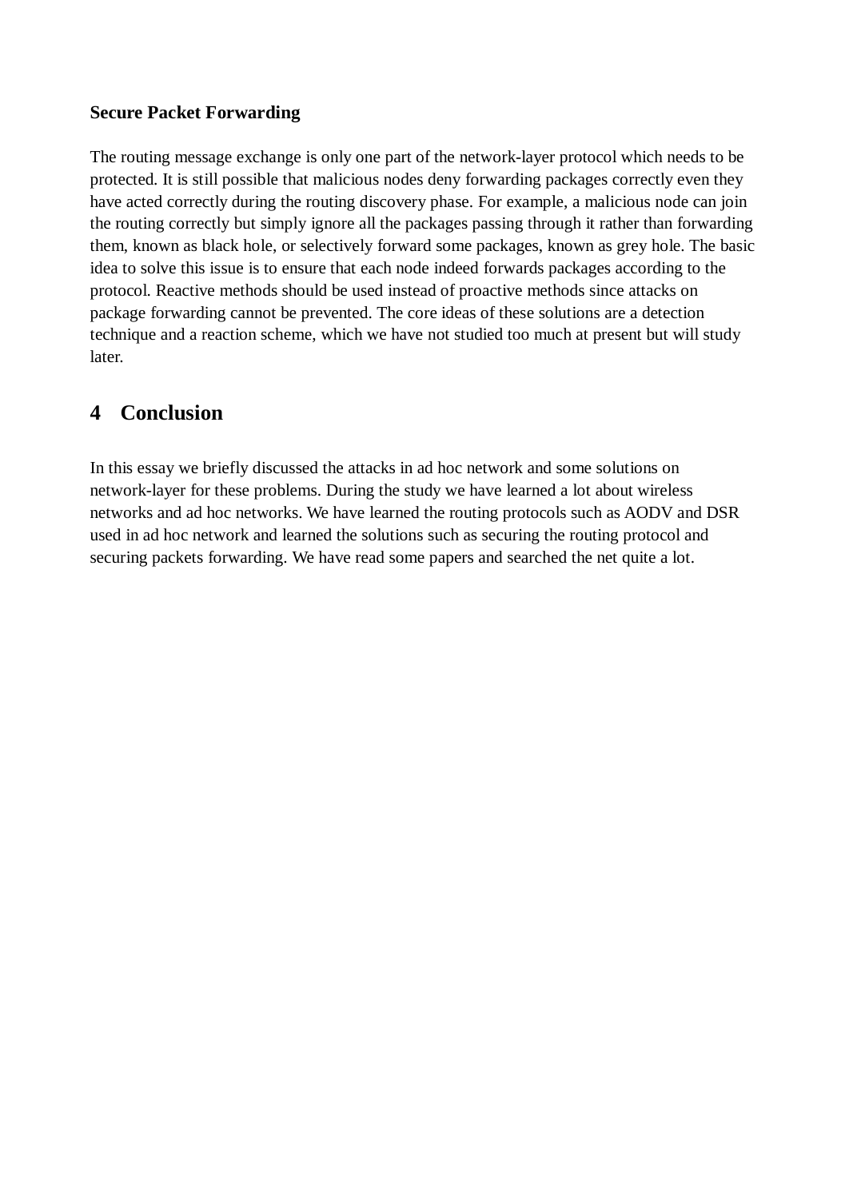**Secure Packet Forwarding**

The routing message exchange is only one part of the network-layer protocol which needs to be protected. It is still possible that malicious nodes deny forwarding packages correctly even they have acted correctly during the routing discovery phase. For example, a malicious node can join the routing correctly but simply ignore all the packages passing through it rather than forwarding them, known as black hole, or selectively forward some packages, known as grey hole. The basic idea to solve this issue is to ensure that each node indeed forwards packages according to the protocol. Reactive methods should be used instead of proactive methods since attacks on package forwarding cannot be prevented. The core ideas of these solutions are a detection technique and a reaction scheme, which we have not studied too much at present but will study later.

## 4 Conclusion

In this essay we briefly discussed the attacks in ad hoc network and some solutions on network-layer for these problems. During the study we have learned a lot about wireless networks and ad hoc networks. We have learned the routing protocols such as AODV and DSR used in ad hoc network and learned the solutions such as securing the routing protocol and securing packets forwarding. We have read some papers and searched the net quite a lot.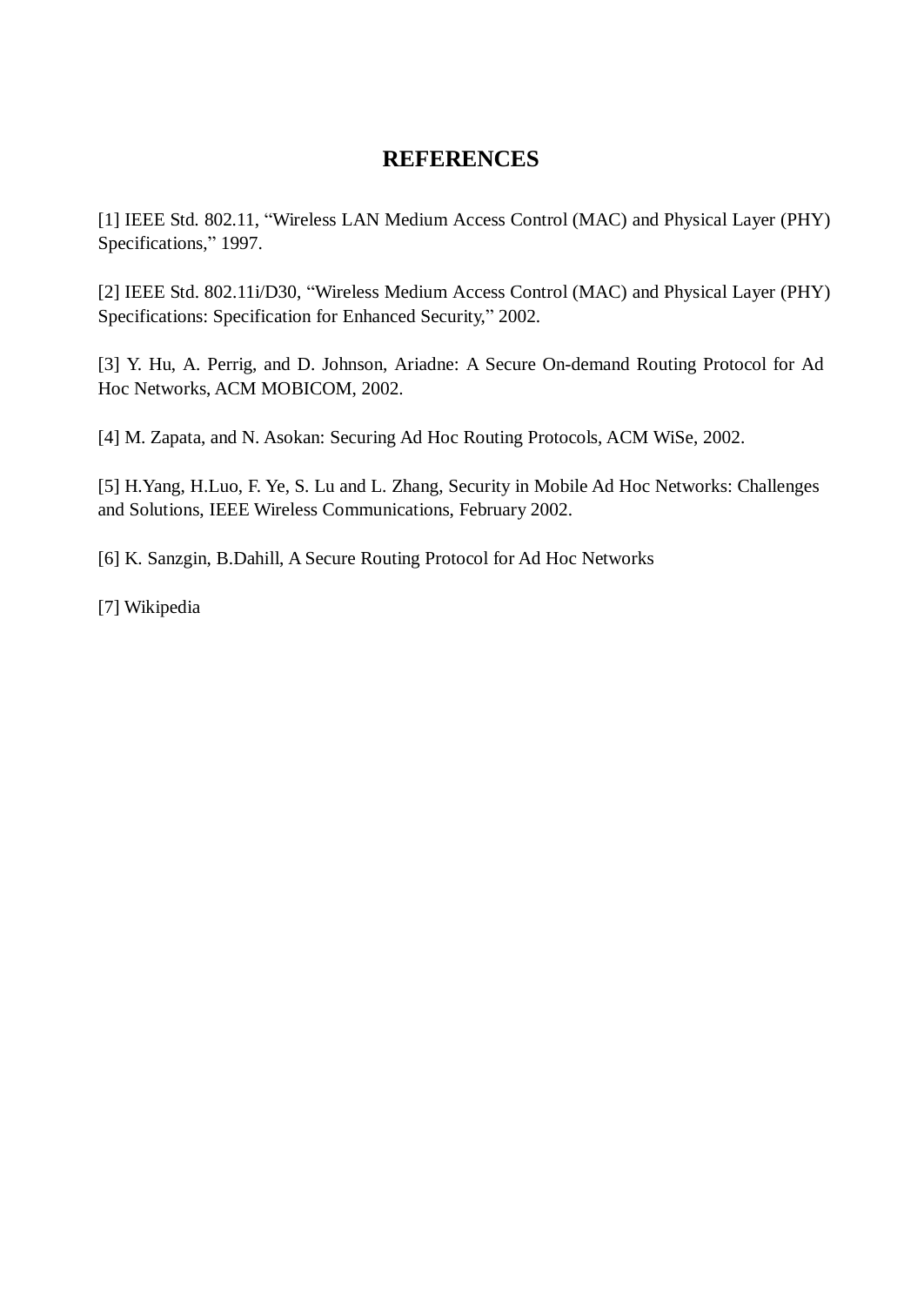# REFERENCES

[1] IEEE Std. 802.11, “Wireless LAN Medium Access Control (MAC) and Physical Layer (PHY) Specifications,” 1997.

[2] IEEE Std. 802.11i/D30, “Wireless Medium Access Control (MAC) and Physical Layer (PHY) Specifications: Specification for Enhanced Security,” 2002.

[3] Y. Hu, A. Perrig, and D. Johnson, Ariadne: A Secure On-demand Routing Protocol for Ad Hoc Networks, ACM MOBICOM, 2002.

[4] M. Zapata, and N. Asokan: Securing Ad Hoc Routing Protocols, ACM WiSe, 2002.

[5] H.Yang, H.Luo, F. Ye, S. Lu and L. Zhang, Security in Mobile Ad Hoc Networks: Challenges and Solutions, IEEE Wireless Communications, February 2002.

[6] K. Sanzgin, B.Dahill, A Secure Routing Protocol for Ad Hoc Networks

[7] Wikipedia